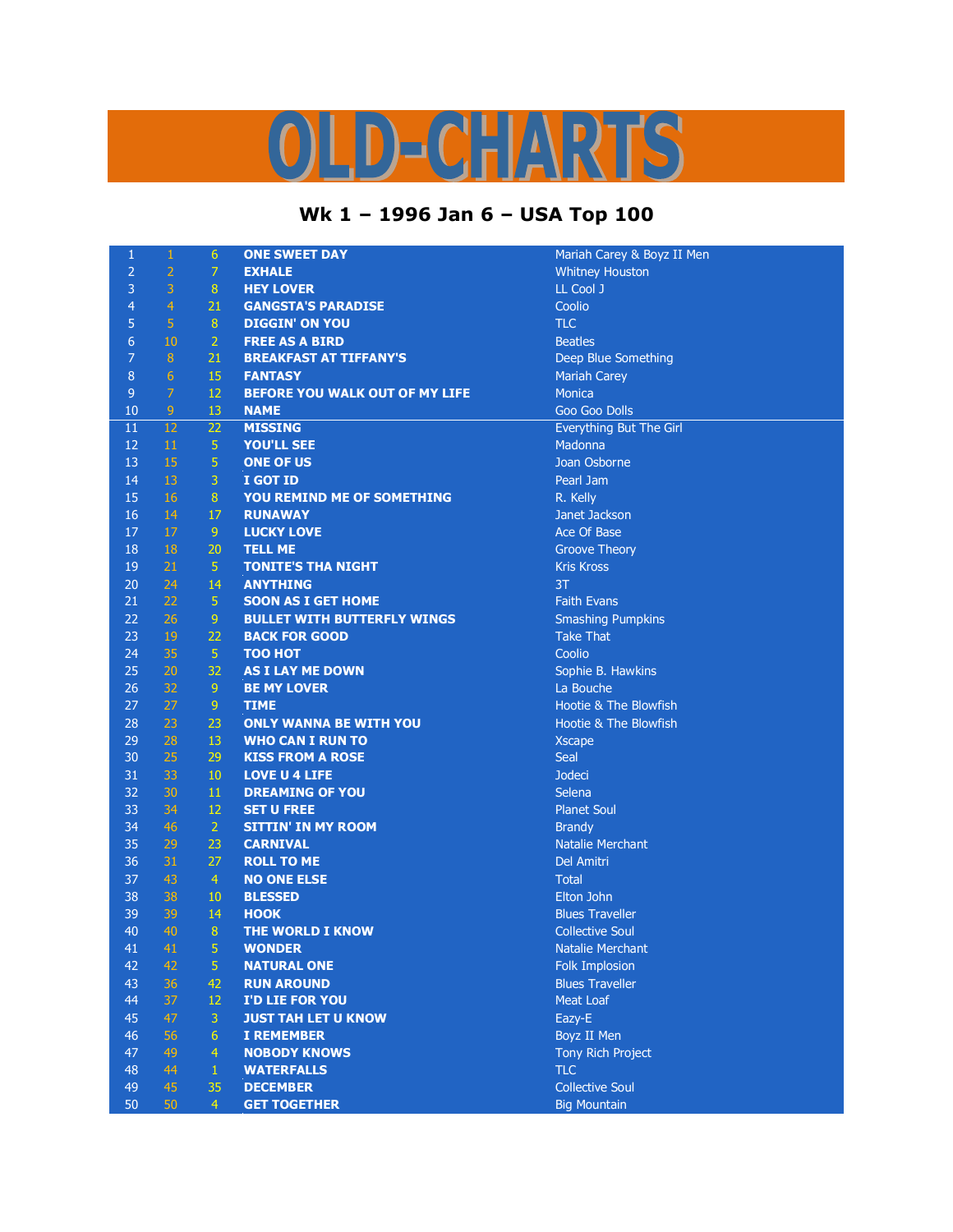# OLD-CHARTS

## Wk 1 – 1996 Jan 6 – USA Top 100

| | | | | |
|---|---|---|---|---|
| 1 | 1 | 6 | ONE SWEET DAY | Mariah Carey & Boyz II Men |
| 2 | 2 | 7 | EXHALE | Whitney Houston |
| 3 | 3 | 8 | HEY LOVER | LL Cool J |
| 4 | 4 | 21 | GANGSTA'S PARADISE | Coolio |
| 5 | 5 | 8 | DIGGIN' ON YOU | TLC |
| 6 | 10 | 2 | FREE AS A BIRD | Beatles |
| 7 | 8 | 21 | BREAKFAST AT TIFFANY'S | Deep Blue Something |
| 8 | 6 | 15 | FANTASY | Mariah Carey |
| 9 | 7 | 12 | BEFORE YOU WALK OUT OF MY LIFE | Monica |
| 10 | 9 | 13 | NAME | Goo Goo Dolls |
| 11 | 12 | 22 | MISSING | Everything But The Girl |
| 12 | 11 | 5 | YOU'LL SEE | Madonna |
| 13 | 15 | 5 | ONE OF US | Joan Osborne |
| 14 | 13 | 3 | I GOT ID | Pearl Jam |
| 15 | 16 | 8 | YOU REMIND ME OF SOMETHING | R. Kelly |
| 16 | 14 | 17 | RUNAWAY | Janet Jackson |
| 17 | 17 | 9 | LUCKY LOVE | Ace Of Base |
| 18 | 18 | 20 | TELL ME | Groove Theory |
| 19 | 21 | 5 | TONITE'S THA NIGHT | Kris Kross |
| 20 | 24 | 14 | ANYTHING | 3T |
| 21 | 22 | 5 | SOON AS I GET HOME | Faith Evans |
| 22 | 26 | 9 | BULLET WITH BUTTERFLY WINGS | Smashing Pumpkins |
| 23 | 19 | 22 | BACK FOR GOOD | Take That |
| 24 | 35 | 5 | TOO HOT | Coolio |
| 25 | 20 | 32 | AS I LAY ME DOWN | Sophie B. Hawkins |
| 26 | 32 | 9 | BE MY LOVER | La Bouche |
| 27 | 27 | 9 | TIME | Hootie & The Blowfish |
| 28 | 23 | 23 | ONLY WANNA BE WITH YOU | Hootie & The Blowfish |
| 29 | 28 | 13 | WHO CAN I RUN TO | Xscape |
| 30 | 25 | 29 | KISS FROM A ROSE | Seal |
| 31 | 33 | 10 | LOVE U 4 LIFE | Jodeci |
| 32 | 30 | 11 | DREAMING OF YOU | Selena |
| 33 | 34 | 12 | SET U FREE | Planet Soul |
| 34 | 46 | 2 | SITTIN' IN MY ROOM | Brandy |
| 35 | 29 | 23 | CARNIVAL | Natalie Merchant |
| 36 | 31 | 27 | ROLL TO ME | Del Amitri |
| 37 | 43 | 4 | NO ONE ELSE | Total |
| 38 | 38 | 10 | BLESSED | Elton John |
| 39 | 39 | 14 | HOOK | Blues Traveller |
| 40 | 40 | 8 | THE WORLD I KNOW | Collective Soul |
| 41 | 41 | 5 | WONDER | Natalie Merchant |
| 42 | 42 | 5 | NATURAL ONE | Folk Implosion |
| 43 | 36 | 42 | RUN AROUND | Blues Traveller |
| 44 | 37 | 12 | I'D LIE FOR YOU | Meat Loaf |
| 45 | 47 | 3 | JUST TAH LET U KNOW | Eazy-E |
| 46 | 56 | 6 | I REMEMBER | Boyz II Men |
| 47 | 49 | 4 | NOBODY KNOWS | Tony Rich Project |
| 48 | 44 | 1 | WATERFALLS | TLC |
| 49 | 45 | 35 | DECEMBER | Collective Soul |
| 50 | 50 | 4 | GET TOGETHER | Big Mountain |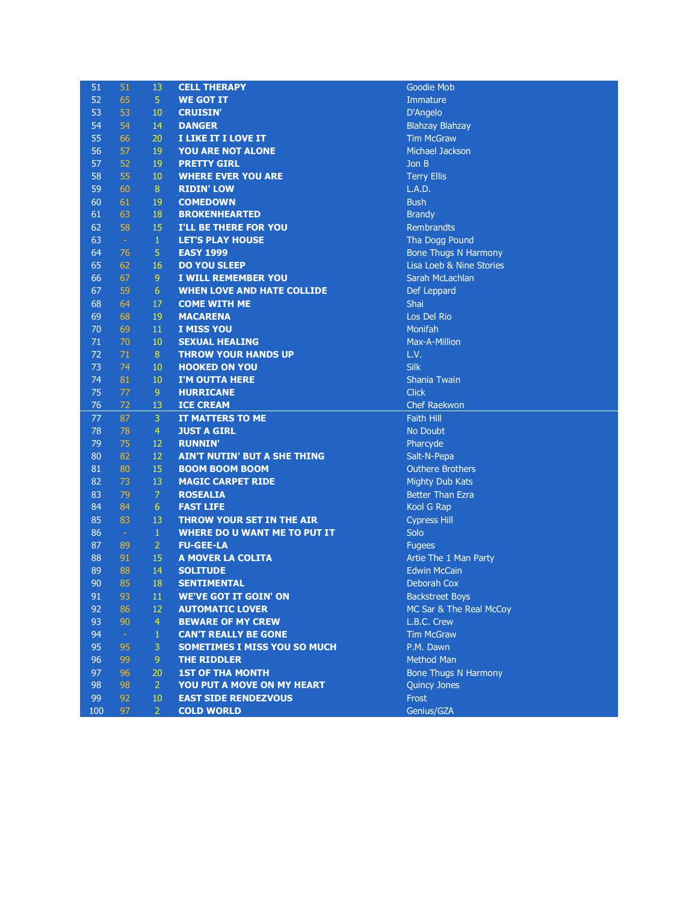| | | | | |
|---|---|---|---|---|
| 51 | 51 | 13 | CELL THERAPY | Goodie Mob |
| 52 | 65 | 5 | WE GOT IT | Immature |
| 53 | 53 | 10 | CRUISIN' | D'Angelo |
| 54 | 54 | 14 | DANGER | Blahzay Blahzay |
| 55 | 66 | 20 | I LIKE IT I LOVE IT | Tim McGraw |
| 56 | 57 | 19 | YOU ARE NOT ALONE | Michael Jackson |
| 57 | 52 | 19 | PRETTY GIRL | Jon B |
| 58 | 55 | 10 | WHERE EVER YOU ARE | Terry Ellis |
| 59 | 60 | 8 | RIDIN' LOW | L.A.D. |
| 60 | 61 | 19 | COMEDOWN | Bush |
| 61 | 63 | 18 | BROKENHEARTED | Brandy |
| 62 | 58 | 15 | I'LL BE THERE FOR YOU | Rembrandts |
| 63 | - | 1 | LET'S PLAY HOUSE | Tha Dogg Pound |
| 64 | 76 | 5 | EASY 1999 | Bone Thugs N Harmony |
| 65 | 62 | 16 | DO YOU SLEEP | Lisa Loeb & Nine Stories |
| 66 | 67 | 9 | I WILL REMEMBER YOU | Sarah McLachlan |
| 67 | 59 | 6 | WHEN LOVE AND HATE COLLIDE | Def Leppard |
| 68 | 64 | 17 | COME WITH ME | Shai |
| 69 | 68 | 19 | MACARENA | Los Del Rio |
| 70 | 69 | 11 | I MISS YOU | Monifah |
| 71 | 70 | 10 | SEXUAL HEALING | Max-A-Million |
| 72 | 71 | 8 | THROW YOUR HANDS UP | L.V. |
| 73 | 74 | 10 | HOOKED ON YOU | Silk |
| 74 | 81 | 10 | I'M OUTTA HERE | Shania Twain |
| 75 | 77 | 9 | HURRICANE | Click |
| 76 | 72 | 13 | ICE CREAM | Chef Raekwon |
| 77 | 87 | 3 | IT MATTERS TO ME | Faith Hill |
| 78 | 78 | 4 | JUST A GIRL | No Doubt |
| 79 | 75 | 12 | RUNNIN' | Pharcyde |
| 80 | 82 | 12 | AIN'T NUTIN' BUT A SHE THING | Salt-N-Pepa |
| 81 | 80 | 15 | BOOM BOOM BOOM | Outhere Brothers |
| 82 | 73 | 13 | MAGIC CARPET RIDE | Mighty Dub Kats |
| 83 | 79 | 7 | ROSEALIA | Better Than Ezra |
| 84 | 84 | 6 | FAST LIFE | Kool G Rap |
| 85 | 83 | 13 | THROW YOUR SET IN THE AIR | Cypress Hill |
| 86 | - | 1 | WHERE DO U WANT ME TO PUT IT | Solo |
| 87 | 89 | 2 | FU-GEE-LA | Fugees |
| 88 | 91 | 15 | A MOVER LA COLITA | Artie The 1 Man Party |
| 89 | 88 | 14 | SOLITUDE | Edwin McCain |
| 90 | 85 | 18 | SENTIMENTAL | Deborah Cox |
| 91 | 93 | 11 | WE'VE GOT IT GOIN' ON | Backstreet Boys |
| 92 | 86 | 12 | AUTOMATIC LOVER | MC Sar & The Real McCoy |
| 93 | 90 | 4 | BEWARE OF MY CREW | L.B.C. Crew |
| 94 | - | 1 | CAN'T REALLY BE GONE | Tim McGraw |
| 95 | 95 | 3 | SOMETIMES I MISS YOU SO MUCH | P.M. Dawn |
| 96 | 99 | 9 | THE RIDDLER | Method Man |
| 97 | 96 | 20 | 1ST OF THA MONTH | Bone Thugs N Harmony |
| 98 | 98 | 2 | YOU PUT A MOVE ON MY HEART | Quincy Jones |
| 99 | 92 | 10 | EAST SIDE RENDEZVOUS | Frost |
| 100 | 97 | 2 | COLD WORLD | Genius/GZA |